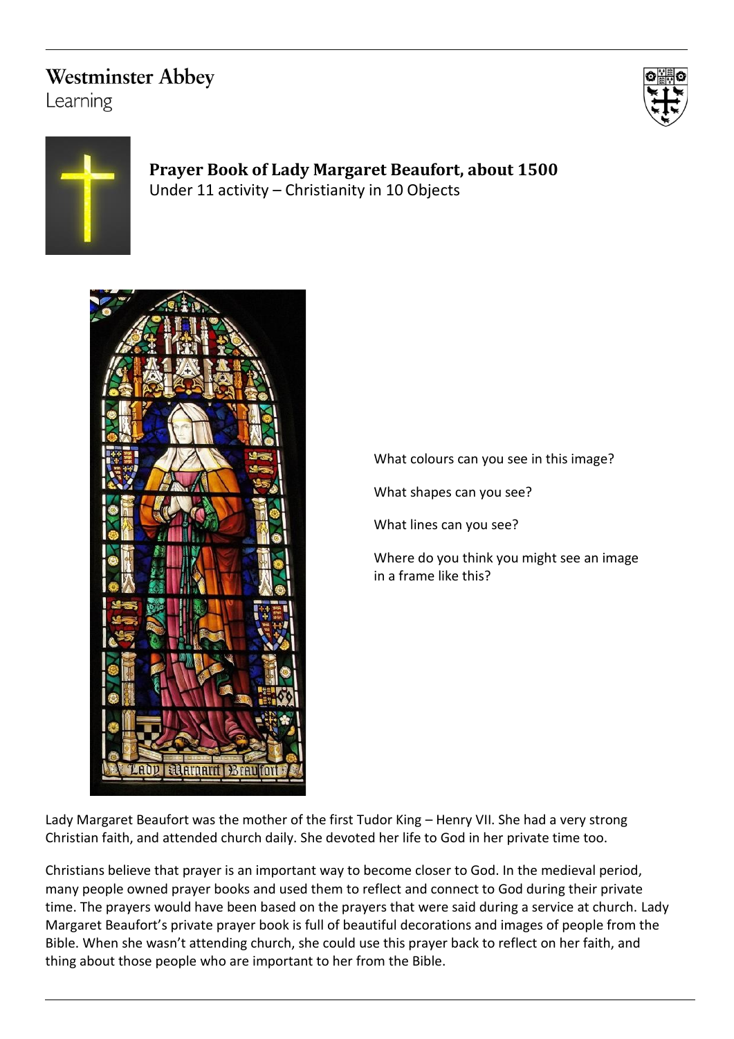Westminster Abbey
Learning

# Prayer Book of Lady Margaret Beaufort, about 1500

Under 11 activity – Christianity in 10 Objects

What colours can you see in this image?

What shapes can you see?

What lines can you see?

Where do you think you might see an image in a frame like this?

Lady Margaret Beaufort was the mother of the first Tudor King – Henry VII. She had a very strong Christian faith, and attended church daily. She devoted her life to God in her private time too.

Christians believe that prayer is an important way to become closer to God. In the medieval period, many people owned prayer books and used them to reflect and connect to God during their private time. The prayers would have been based on the prayers that were said during a service at church. Lady Margaret Beaufort's private prayer book is full of beautiful decorations and images of people from the Bible. When she wasn't attending church, she could use this prayer back to reflect on her faith, and thing about those people who are important to her from the Bible.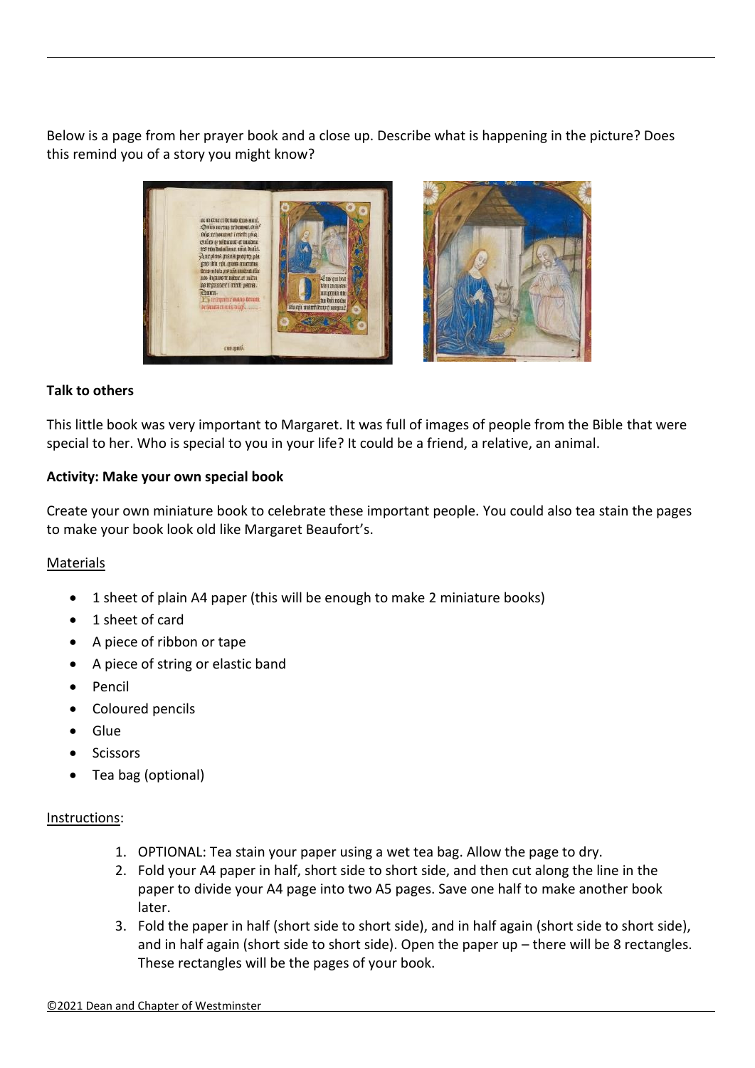Below is a page from her prayer book and a close up. Describe what is happening in the picture? Does this remind you of a story you might know?

**Talk to others**

This little book was very important to Margaret. It was full of images of people from the Bible that were special to her. Who is special to you in your life? It could be a friend, a relative, an animal.

**Activity: Make your own special book**

Create your own miniature book to celebrate these important people. You could also tea stain the pages to make your book look old like Margaret Beaufort's.

Materials

- 1 sheet of plain A4 paper (this will be enough to make 2 miniature books)
- 1 sheet of card
- A piece of ribbon or tape
- A piece of string or elastic band
- Pencil
- Coloured pencils
- Glue
- Scissors
- Tea bag (optional)

Instructions:

1. OPTIONAL: Tea stain your paper using a wet tea bag. Allow the page to dry.
2. Fold your A4 paper in half, short side to short side, and then cut along the line in the paper to divide your A4 page into two A5 pages. Save one half to make another book later.
3. Fold the paper in half (short side to short side), and in half again (short side to short side), and in half again (short side to short side). Open the paper up – there will be 8 rectangles. These rectangles will be the pages of your book.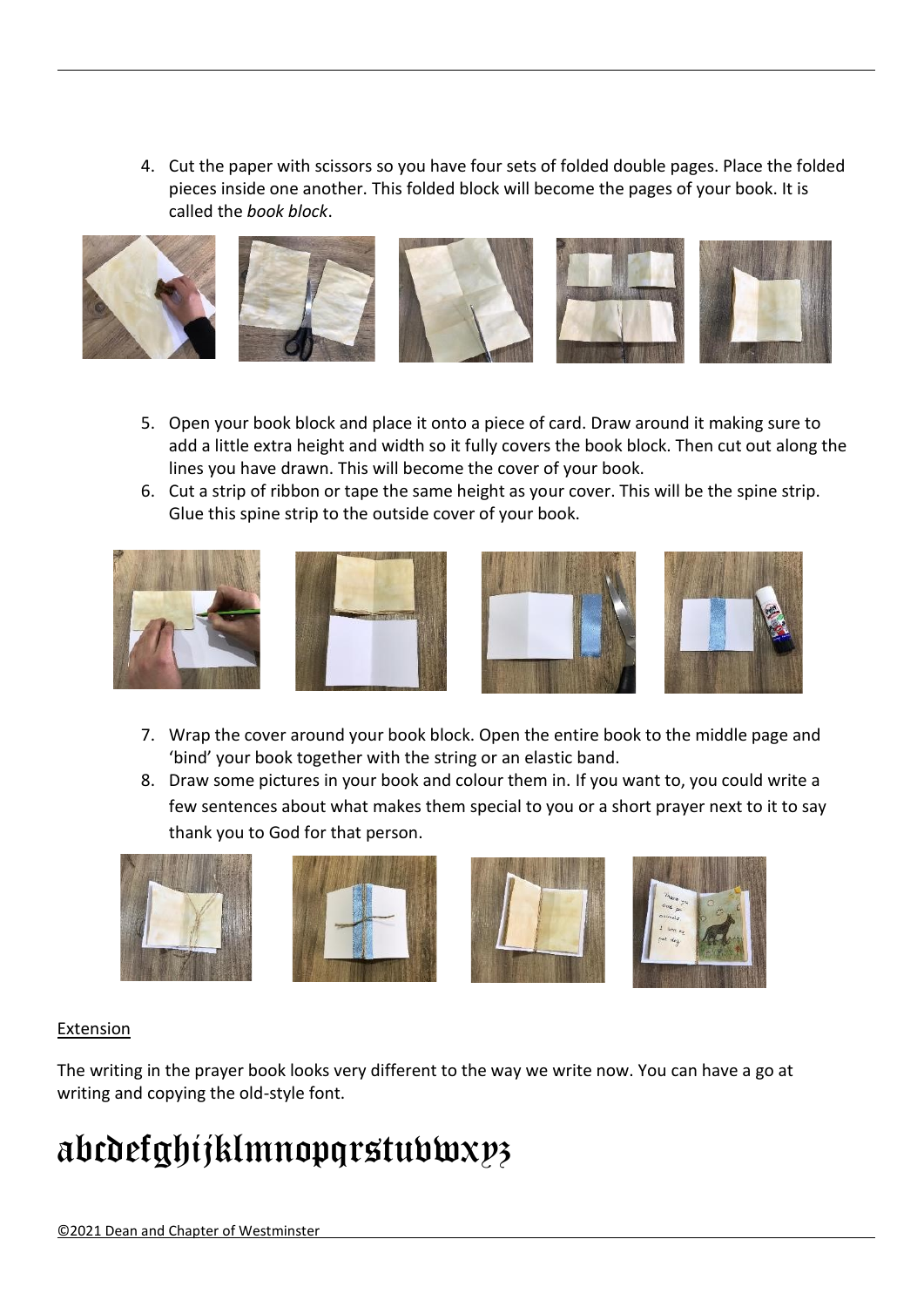4. Cut the paper with scissors so you have four sets of folded double pages. Place the folded pieces inside one another. This folded block will become the pages of your book. It is called the *book block*.

5. Open your book block and place it onto a piece of card. Draw around it making sure to add a little extra height and width so it fully covers the book block. Then cut out along the lines you have drawn. This will become the cover of your book.
6. Cut a strip of ribbon or tape the same height as your cover. This will be the spine strip. Glue this spine strip to the outside cover of your book.

7. Wrap the cover around your book block. Open the entire book to the middle page and 'bind' your book together with the string or an elastic band.
8. Draw some pictures in your book and colour them in. If you want to, you could write a few sentences about what makes them special to you or a short prayer next to it to say thank you to God for that person.

<u>Extension</u>

The writing in the prayer book looks very different to the way we write now. You can have a go at writing and copying the old-style font.

# abcdefghijklmnopqrstuvwxyz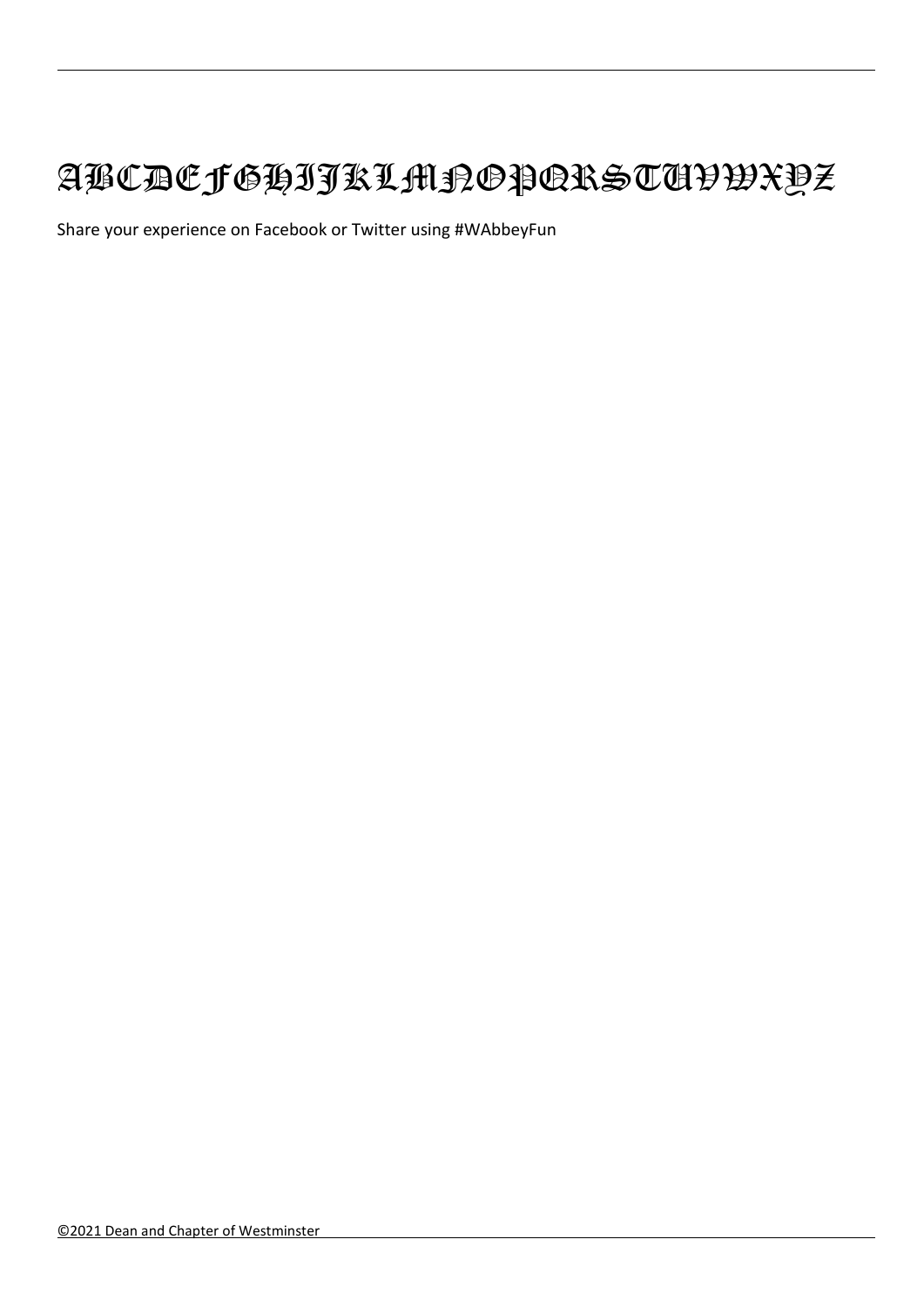ABCDEFGHIJKLMNOPQRSTUVWXYZ

Share your experience on Facebook or Twitter using #WAbbeyFun

©2021 Dean and Chapter of Westminster